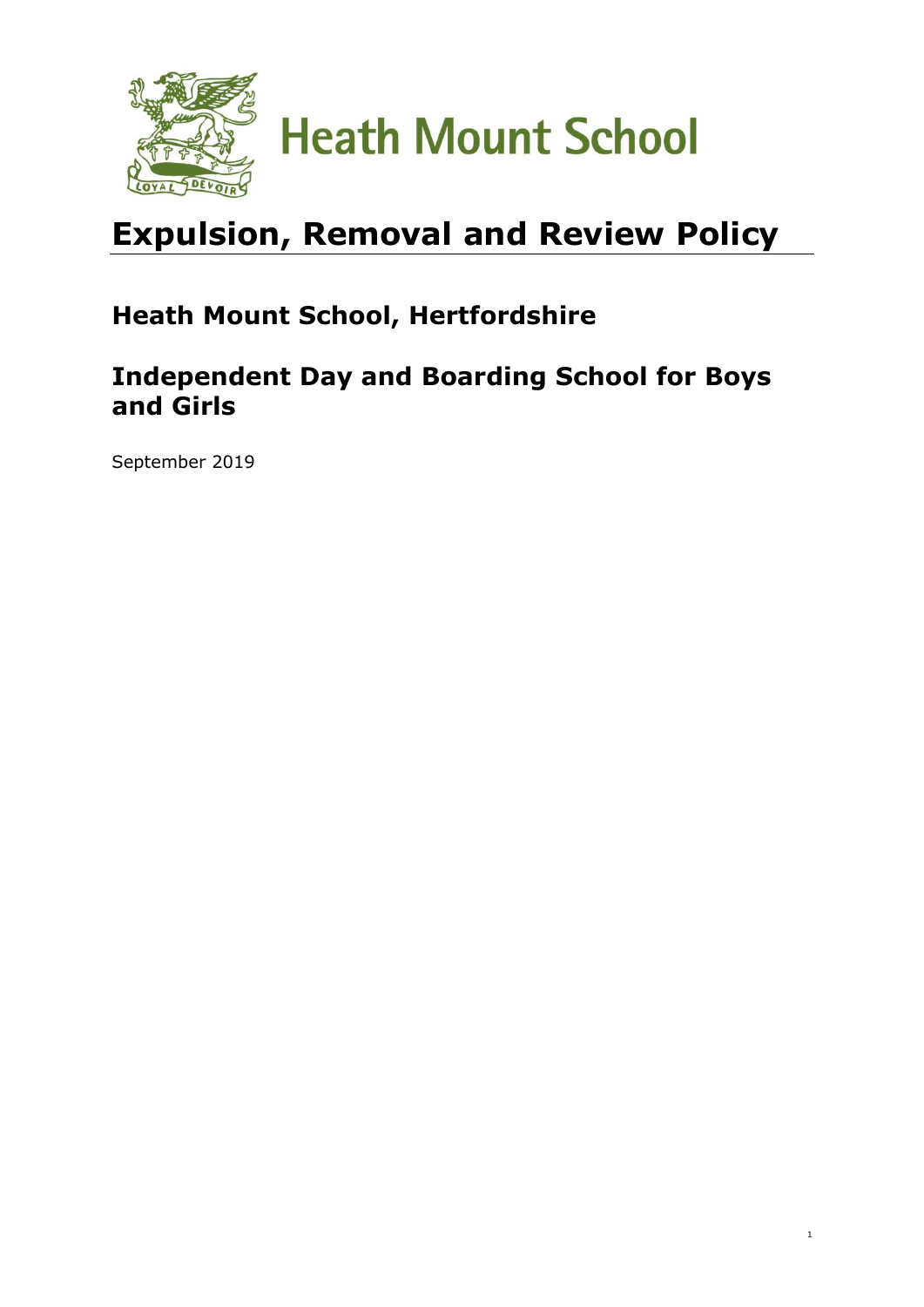Heath Mount School

# Expulsion, Removal and Review Policy

## Heath Mount School, Hertfordshire

## Independent Day and Boarding School for Boys and Girls

September 2019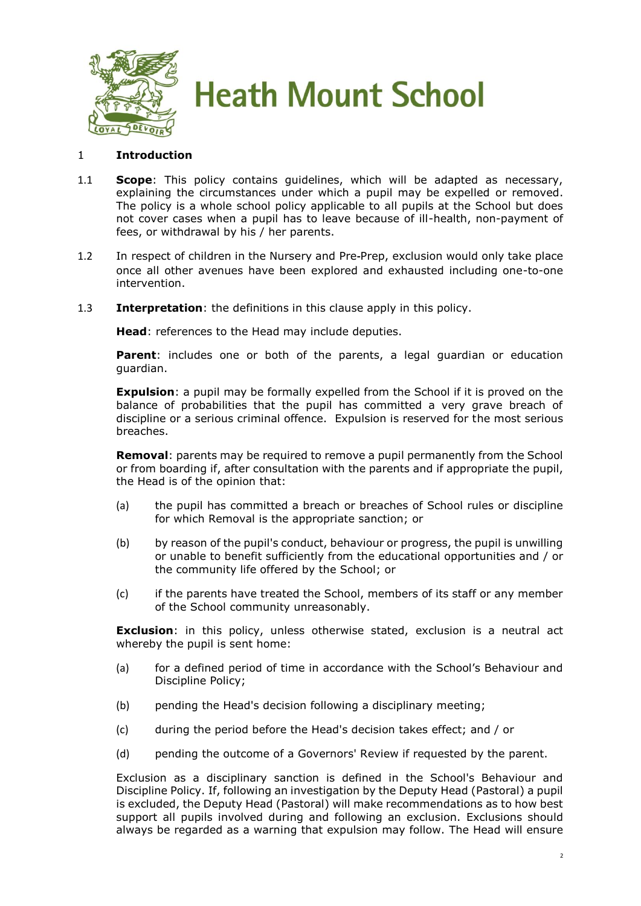# Heath Mount School

## 1 Introduction

1.1 **Scope**: This policy contains guidelines, which will be adapted as necessary, explaining the circumstances under which a pupil may be expelled or removed. The policy is a whole school policy applicable to all pupils at the School but does not cover cases when a pupil has to leave because of ill-health, non-payment of fees, or withdrawal by his / her parents.

1.2 In respect of children in the Nursery and Pre-Prep, exclusion would only take place once all other avenues have been explored and exhausted including one-to-one intervention.

1.3 **Interpretation**: the definitions in this clause apply in this policy.

**Head**: references to the Head may include deputies.

**Parent**: includes one or both of the parents, a legal guardian or education guardian.

**Expulsion**: a pupil may be formally expelled from the School if it is proved on the balance of probabilities that the pupil has committed a very grave breach of discipline or a serious criminal offence. Expulsion is reserved for the most serious breaches.

**Removal**: parents may be required to remove a pupil permanently from the School or from boarding if, after consultation with the parents and if appropriate the pupil, the Head is of the opinion that:

(a) the pupil has committed a breach or breaches of School rules or discipline for which Removal is the appropriate sanction; or

(b) by reason of the pupil's conduct, behaviour or progress, the pupil is unwilling or unable to benefit sufficiently from the educational opportunities and / or the community life offered by the School; or

(c) if the parents have treated the School, members of its staff or any member of the School community unreasonably.

**Exclusion**: in this policy, unless otherwise stated, exclusion is a neutral act whereby the pupil is sent home:

(a) for a defined period of time in accordance with the School's Behaviour and Discipline Policy;

(b) pending the Head's decision following a disciplinary meeting;

(c) during the period before the Head's decision takes effect; and / or

(d) pending the outcome of a Governors' Review if requested by the parent.

Exclusion as a disciplinary sanction is defined in the School's Behaviour and Discipline Policy. If, following an investigation by the Deputy Head (Pastoral) a pupil is excluded, the Deputy Head (Pastoral) will make recommendations as to how best support all pupils involved during and following an exclusion. Exclusions should always be regarded as a warning that expulsion may follow. The Head will ensure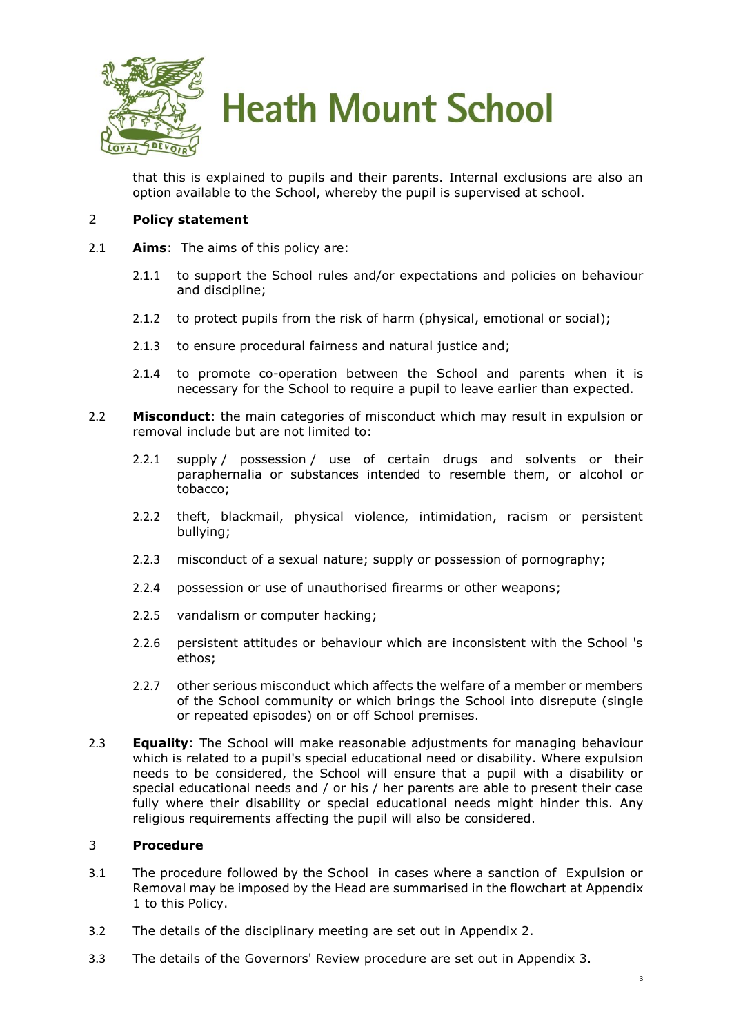that this is explained to pupils and their parents. Internal exclusions are also an option available to the School, whereby the pupil is supervised at school.

## 2 Policy statement

2.1 **Aims**: The aims of this policy are:

2.1.1 to support the School rules and/or expectations and policies on behaviour and discipline;

2.1.2 to protect pupils from the risk of harm (physical, emotional or social);

2.1.3 to ensure procedural fairness and natural justice and;

2.1.4 to promote co-operation between the School and parents when it is necessary for the School to require a pupil to leave earlier than expected.

2.2 **Misconduct**: the main categories of misconduct which may result in expulsion or removal include but are not limited to:

2.2.1 supply / possession / use of certain drugs and solvents or their paraphernalia or substances intended to resemble them, or alcohol or tobacco;

2.2.2 theft, blackmail, physical violence, intimidation, racism or persistent bullying;

2.2.3 misconduct of a sexual nature; supply or possession of pornography;

2.2.4 possession or use of unauthorised firearms or other weapons;

2.2.5 vandalism or computer hacking;

2.2.6 persistent attitudes or behaviour which are inconsistent with the School 's ethos;

2.2.7 other serious misconduct which affects the welfare of a member or members of the School community or which brings the School into disrepute (single or repeated episodes) on or off School premises.

2.3 **Equality**: The School will make reasonable adjustments for managing behaviour which is related to a pupil's special educational need or disability. Where expulsion needs to be considered, the School will ensure that a pupil with a disability or special educational needs and / or his / her parents are able to present their case fully where their disability or special educational needs might hinder this. Any religious requirements affecting the pupil will also be considered.

## 3 Procedure

3.1 The procedure followed by the School in cases where a sanction of Expulsion or Removal may be imposed by the Head are summarised in the flowchart at Appendix 1 to this Policy.

3.2 The details of the disciplinary meeting are set out in Appendix 2.

3.3 The details of the Governors' Review procedure are set out in Appendix 3.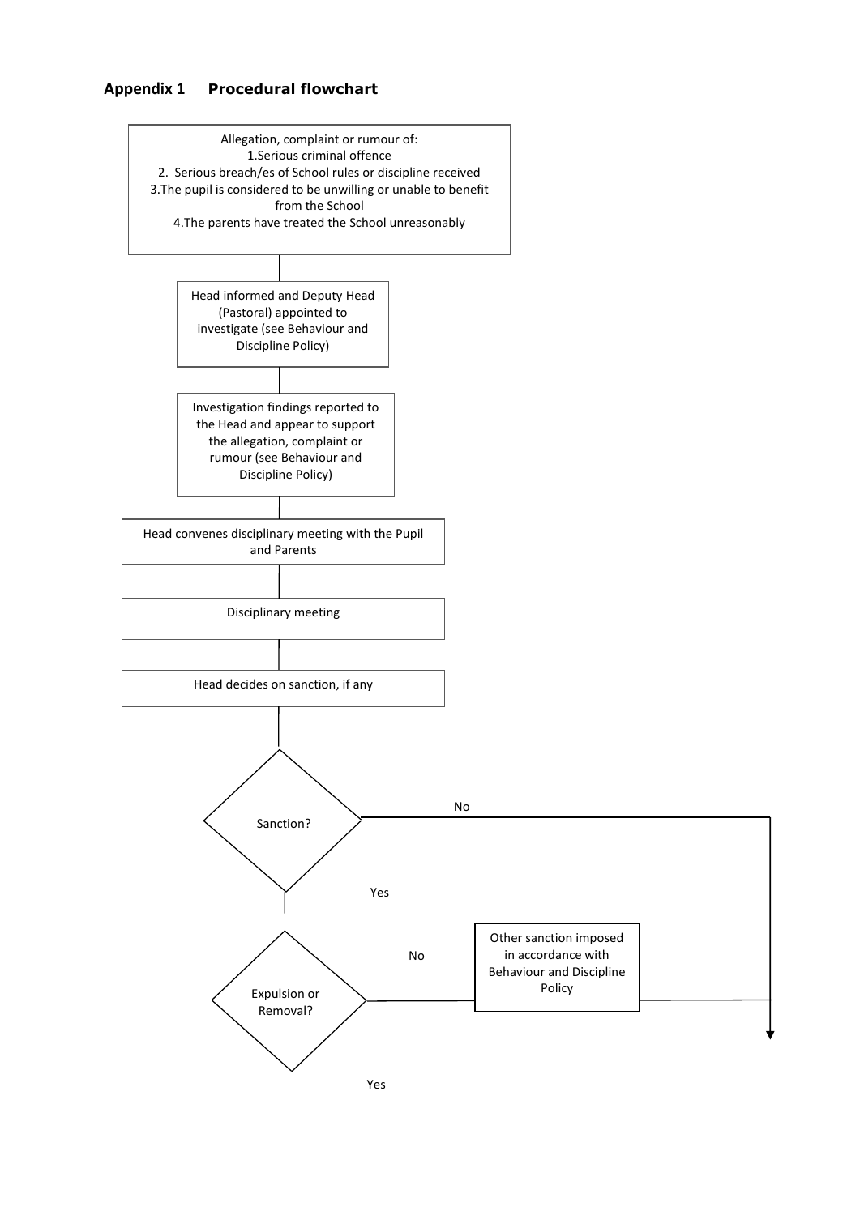## Appendix 1 Procedural flowchart

Allegation, complaint or rumour of:
1. Serious criminal offence
2. Serious breach/es of School rules or discipline received
3. The pupil is considered to be unwilling or unable to benefit from the School
4. The parents have treated the School unreasonably

↓

Head informed and Deputy Head (Pastoral) appointed to investigate (see Behaviour and Discipline Policy)

↓

Investigation findings reported to the Head and appear to support the allegation, complaint or rumour (see Behaviour and Discipline Policy)

↓

Head convenes disciplinary meeting with the Pupil and Parents

↓

Disciplinary meeting

↓

Head decides on sanction, if any

↓

**Sanction?**
- No → ↓
- Yes → **Expulsion or Removal?**
  - No → Other sanction imposed in accordance with Behaviour and Discipline Policy → ↓
  - Yes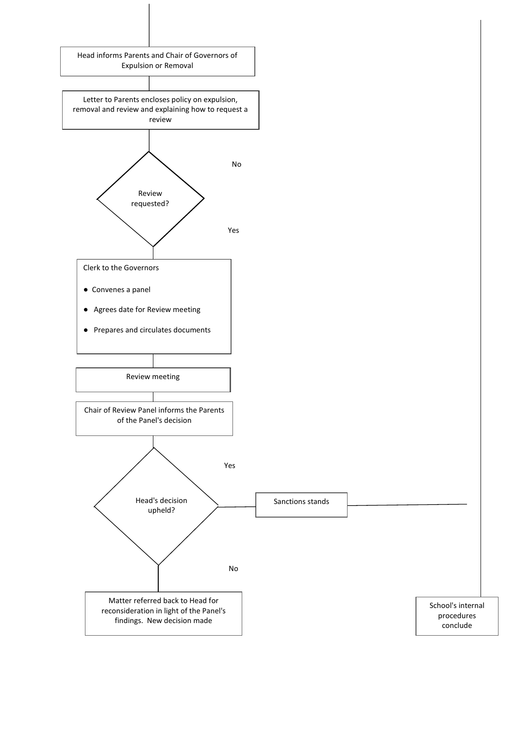Head informs Parents and Chair of Governors of Expulsion or Removal

Letter to Parents encloses policy on expulsion, removal and review and explaining how to request a review

Review requested?

No

Yes

Clerk to the Governors

- Convenes a panel
- Agrees date for Review meeting
- Prepares and circulates documents

Review meeting

Chair of Review Panel informs the Parents of the Panel's decision

Head's decision upheld?

Yes

Sanctions stands

No

Matter referred back to Head for reconsideration in light of the Panel's findings. New decision made

School's internal procedures conclude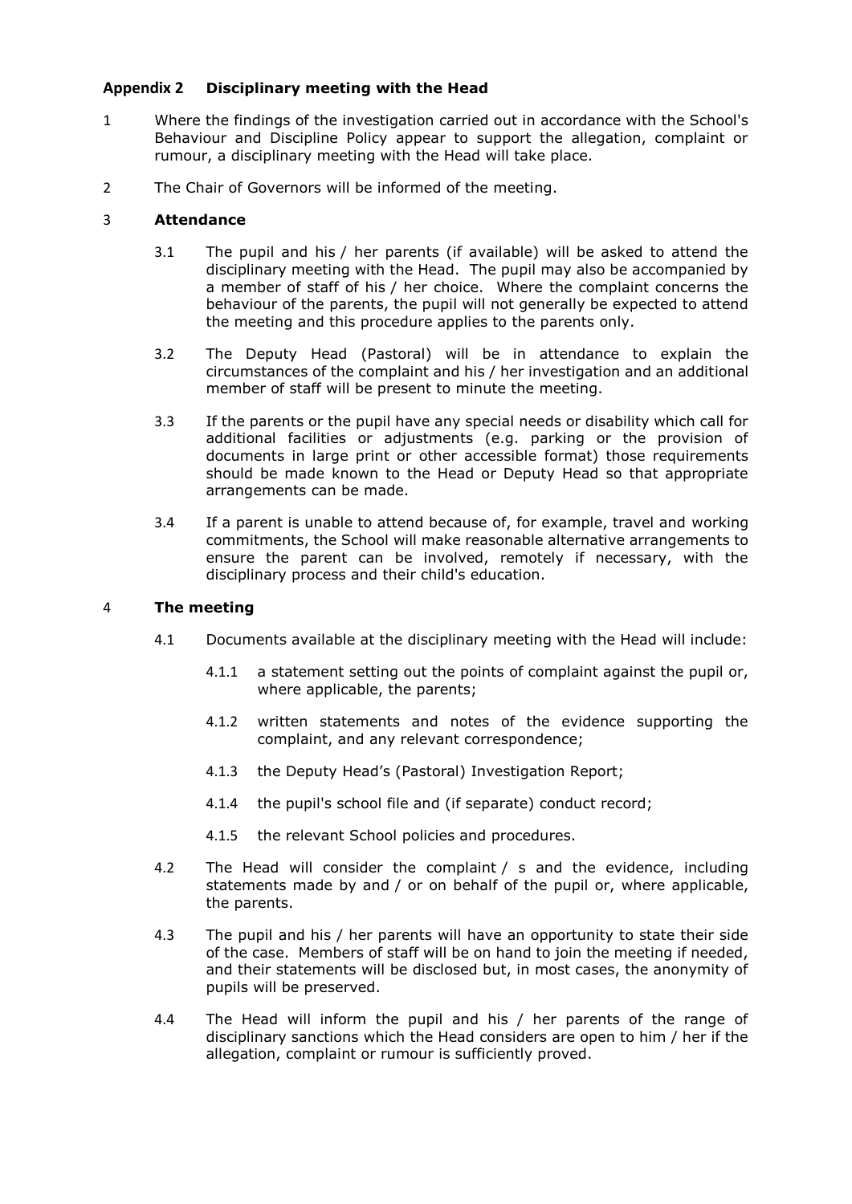## Appendix 2 Disciplinary meeting with the Head

1 Where the findings of the investigation carried out in accordance with the School's Behaviour and Discipline Policy appear to support the allegation, complaint or rumour, a disciplinary meeting with the Head will take place.

2 The Chair of Governors will be informed of the meeting.

3 **Attendance**

3.1 The pupil and his / her parents (if available) will be asked to attend the disciplinary meeting with the Head. The pupil may also be accompanied by a member of staff of his / her choice. Where the complaint concerns the behaviour of the parents, the pupil will not generally be expected to attend the meeting and this procedure applies to the parents only.

3.2 The Deputy Head (Pastoral) will be in attendance to explain the circumstances of the complaint and his / her investigation and an additional member of staff will be present to minute the meeting.

3.3 If the parents or the pupil have any special needs or disability which call for additional facilities or adjustments (e.g. parking or the provision of documents in large print or other accessible format) those requirements should be made known to the Head or Deputy Head so that appropriate arrangements can be made.

3.4 If a parent is unable to attend because of, for example, travel and working commitments, the School will make reasonable alternative arrangements to ensure the parent can be involved, remotely if necessary, with the disciplinary process and their child's education.

4 **The meeting**

4.1 Documents available at the disciplinary meeting with the Head will include:

4.1.1 a statement setting out the points of complaint against the pupil or, where applicable, the parents;

4.1.2 written statements and notes of the evidence supporting the complaint, and any relevant correspondence;

4.1.3 the Deputy Head's (Pastoral) Investigation Report;

4.1.4 the pupil's school file and (if separate) conduct record;

4.1.5 the relevant School policies and procedures.

4.2 The Head will consider the complaint / s and the evidence, including statements made by and / or on behalf of the pupil or, where applicable, the parents.

4.3 The pupil and his / her parents will have an opportunity to state their side of the case. Members of staff will be on hand to join the meeting if needed, and their statements will be disclosed but, in most cases, the anonymity of pupils will be preserved.

4.4 The Head will inform the pupil and his / her parents of the range of disciplinary sanctions which the Head considers are open to him / her if the allegation, complaint or rumour is sufficiently proved.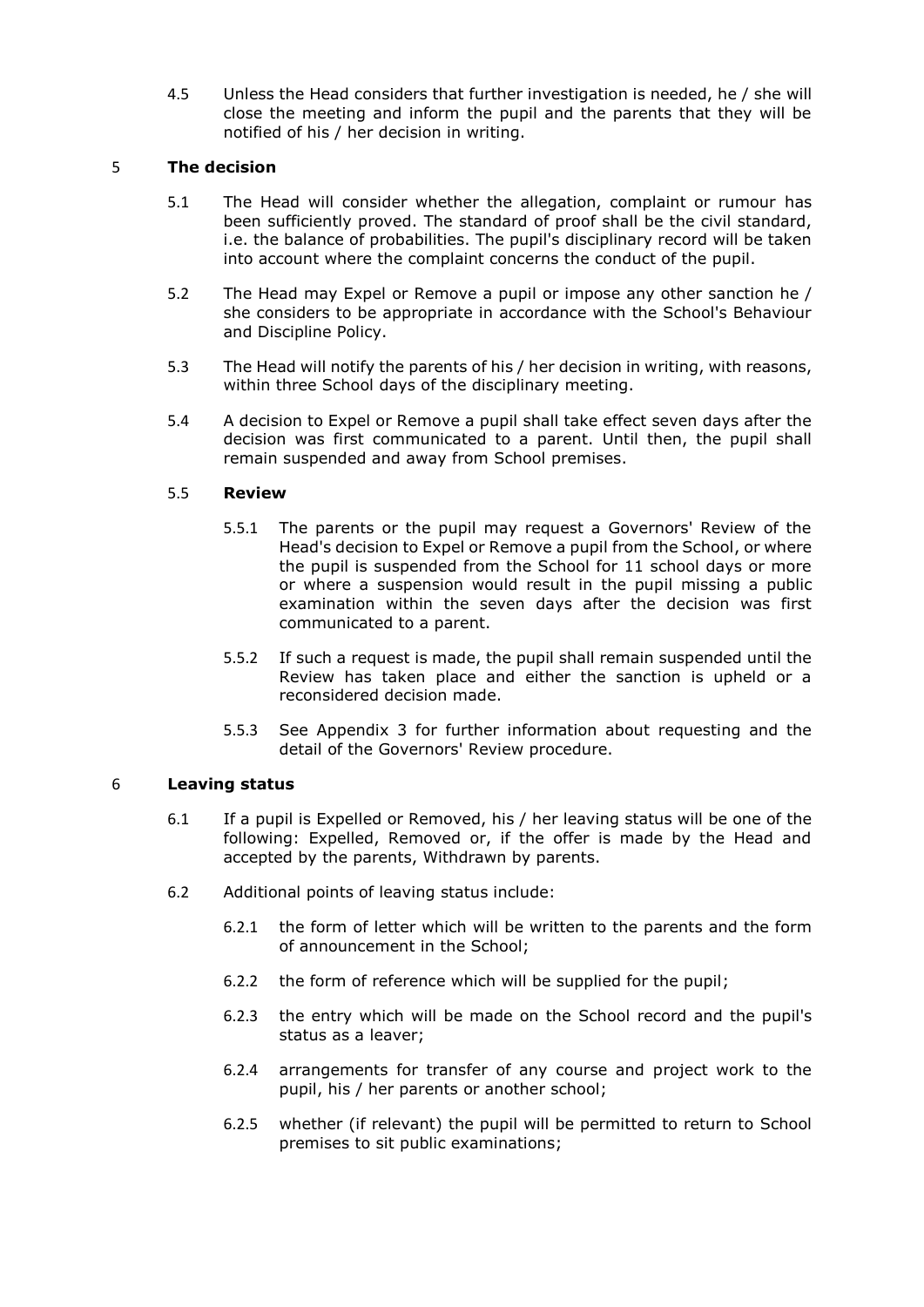4.5 Unless the Head considers that further investigation is needed, he / she will close the meeting and inform the pupil and the parents that they will be notified of his / her decision in writing.

## 5 The decision

5.1 The Head will consider whether the allegation, complaint or rumour has been sufficiently proved. The standard of proof shall be the civil standard, i.e. the balance of probabilities. The pupil's disciplinary record will be taken into account where the complaint concerns the conduct of the pupil.

5.2 The Head may Expel or Remove a pupil or impose any other sanction he / she considers to be appropriate in accordance with the School's Behaviour and Discipline Policy.

5.3 The Head will notify the parents of his / her decision in writing, with reasons, within three School days of the disciplinary meeting.

5.4 A decision to Expel or Remove a pupil shall take effect seven days after the decision was first communicated to a parent. Until then, the pupil shall remain suspended and away from School premises.

### 5.5 Review

5.5.1 The parents or the pupil may request a Governors' Review of the Head's decision to Expel or Remove a pupil from the School, or where the pupil is suspended from the School for 11 school days or more or where a suspension would result in the pupil missing a public examination within the seven days after the decision was first communicated to a parent.

5.5.2 If such a request is made, the pupil shall remain suspended until the Review has taken place and either the sanction is upheld or a reconsidered decision made.

5.5.3 See Appendix 3 for further information about requesting and the detail of the Governors' Review procedure.

## 6 Leaving status

6.1 If a pupil is Expelled or Removed, his / her leaving status will be one of the following: Expelled, Removed or, if the offer is made by the Head and accepted by the parents, Withdrawn by parents.

6.2 Additional points of leaving status include:

6.2.1 the form of letter which will be written to the parents and the form of announcement in the School;

6.2.2 the form of reference which will be supplied for the pupil;

6.2.3 the entry which will be made on the School record and the pupil's status as a leaver;

6.2.4 arrangements for transfer of any course and project work to the pupil, his / her parents or another school;

6.2.5 whether (if relevant) the pupil will be permitted to return to School premises to sit public examinations;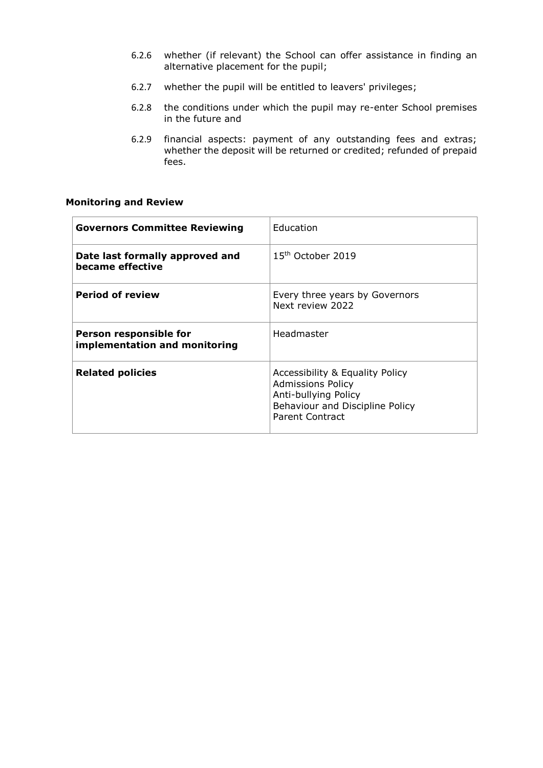6.2.6 whether (if relevant) the School can offer assistance in finding an alternative placement for the pupil;

6.2.7 whether the pupil will be entitled to leavers' privileges;

6.2.8 the conditions under which the pupil may re-enter School premises in the future and

6.2.9 financial aspects: payment of any outstanding fees and extras; whether the deposit will be returned or credited; refunded of prepaid fees.

**Monitoring and Review**

| | |
|---|---|
| **Governors Committee Reviewing** | Education |
| **Date last formally approved and became effective** | 15th October 2019 |
| **Period of review** | Every three years by Governors<br>Next review 2022 |
| **Person responsible for implementation and monitoring** | Headmaster |
| **Related policies** | Accessibility & Equality Policy<br>Admissions Policy<br>Anti-bullying Policy<br>Behaviour and Discipline Policy<br>Parent Contract |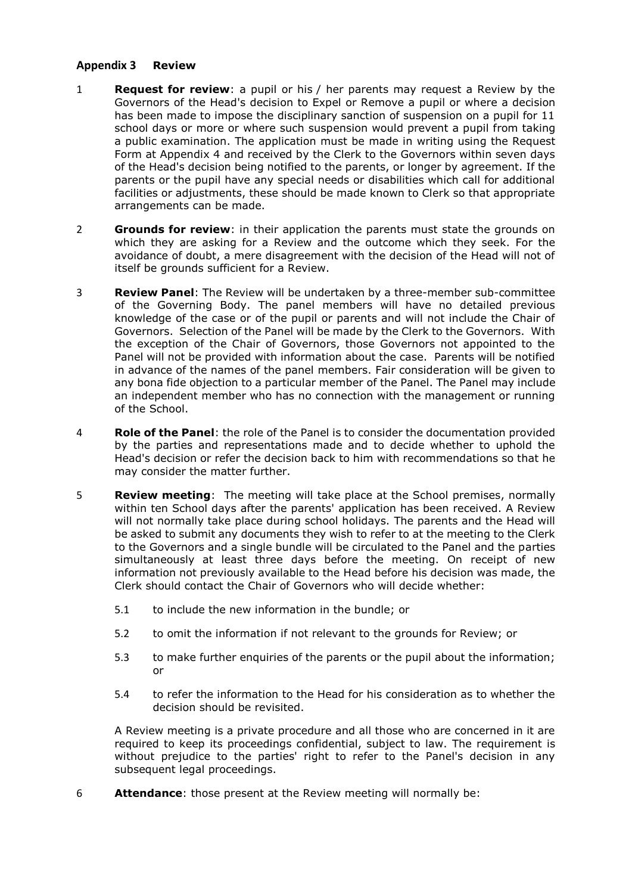## Appendix 3 Review

1 **Request for review**: a pupil or his / her parents may request a Review by the Governors of the Head's decision to Expel or Remove a pupil or where a decision has been made to impose the disciplinary sanction of suspension on a pupil for 11 school days or more or where such suspension would prevent a pupil from taking a public examination. The application must be made in writing using the Request Form at Appendix 4 and received by the Clerk to the Governors within seven days of the Head's decision being notified to the parents, or longer by agreement. If the parents or the pupil have any special needs or disabilities which call for additional facilities or adjustments, these should be made known to Clerk so that appropriate arrangements can be made.

2 **Grounds for review**: in their application the parents must state the grounds on which they are asking for a Review and the outcome which they seek. For the avoidance of doubt, a mere disagreement with the decision of the Head will not of itself be grounds sufficient for a Review.

3 **Review Panel**: The Review will be undertaken by a three-member sub-committee of the Governing Body. The panel members will have no detailed previous knowledge of the case or of the pupil or parents and will not include the Chair of Governors. Selection of the Panel will be made by the Clerk to the Governors. With the exception of the Chair of Governors, those Governors not appointed to the Panel will not be provided with information about the case. Parents will be notified in advance of the names of the panel members. Fair consideration will be given to any bona fide objection to a particular member of the Panel. The Panel may include an independent member who has no connection with the management or running of the School.

4 **Role of the Panel**: the role of the Panel is to consider the documentation provided by the parties and representations made and to decide whether to uphold the Head's decision or refer the decision back to him with recommendations so that he may consider the matter further.

5 **Review meeting**: The meeting will take place at the School premises, normally within ten School days after the parents' application has been received. A Review will not normally take place during school holidays. The parents and the Head will be asked to submit any documents they wish to refer to at the meeting to the Clerk to the Governors and a single bundle will be circulated to the Panel and the parties simultaneously at least three days before the meeting. On receipt of new information not previously available to the Head before his decision was made, the Clerk should contact the Chair of Governors who will decide whether:

5.1 to include the new information in the bundle; or

5.2 to omit the information if not relevant to the grounds for Review; or

5.3 to make further enquiries of the parents or the pupil about the information; or

5.4 to refer the information to the Head for his consideration as to whether the decision should be revisited.

A Review meeting is a private procedure and all those who are concerned in it are required to keep its proceedings confidential, subject to law. The requirement is without prejudice to the parties' right to refer to the Panel's decision in any subsequent legal proceedings.

6 **Attendance**: those present at the Review meeting will normally be: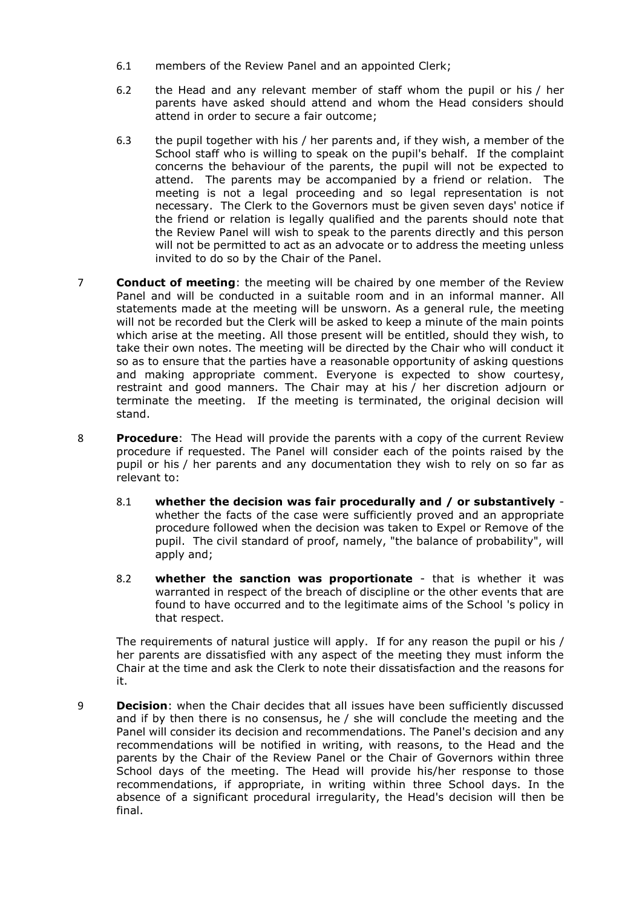6.1 members of the Review Panel and an appointed Clerk;

6.2 the Head and any relevant member of staff whom the pupil or his / her parents have asked should attend and whom the Head considers should attend in order to secure a fair outcome;

6.3 the pupil together with his / her parents and, if they wish, a member of the School staff who is willing to speak on the pupil's behalf. If the complaint concerns the behaviour of the parents, the pupil will not be expected to attend. The parents may be accompanied by a friend or relation. The meeting is not a legal proceeding and so legal representation is not necessary. The Clerk to the Governors must be given seven days' notice if the friend or relation is legally qualified and the parents should note that the Review Panel will wish to speak to the parents directly and this person will not be permitted to act as an advocate or to address the meeting unless invited to do so by the Chair of the Panel.

7 **Conduct of meeting**: the meeting will be chaired by one member of the Review Panel and will be conducted in a suitable room and in an informal manner. All statements made at the meeting will be unsworn. As a general rule, the meeting will not be recorded but the Clerk will be asked to keep a minute of the main points which arise at the meeting. All those present will be entitled, should they wish, to take their own notes. The meeting will be directed by the Chair who will conduct it so as to ensure that the parties have a reasonable opportunity of asking questions and making appropriate comment. Everyone is expected to show courtesy, restraint and good manners. The Chair may at his / her discretion adjourn or terminate the meeting. If the meeting is terminated, the original decision will stand.

8 **Procedure**: The Head will provide the parents with a copy of the current Review procedure if requested. The Panel will consider each of the points raised by the pupil or his / her parents and any documentation they wish to rely on so far as relevant to:

8.1 **whether the decision was fair procedurally and / or substantively** - whether the facts of the case were sufficiently proved and an appropriate procedure followed when the decision was taken to Expel or Remove of the pupil. The civil standard of proof, namely, "the balance of probability", will apply and;

8.2 **whether the sanction was proportionate** - that is whether it was warranted in respect of the breach of discipline or the other events that are found to have occurred and to the legitimate aims of the School 's policy in that respect.

The requirements of natural justice will apply. If for any reason the pupil or his / her parents are dissatisfied with any aspect of the meeting they must inform the Chair at the time and ask the Clerk to note their dissatisfaction and the reasons for it.

9 **Decision**: when the Chair decides that all issues have been sufficiently discussed and if by then there is no consensus, he / she will conclude the meeting and the Panel will consider its decision and recommendations. The Panel's decision and any recommendations will be notified in writing, with reasons, to the Head and the parents by the Chair of the Review Panel or the Chair of Governors within three School days of the meeting. The Head will provide his/her response to those recommendations, if appropriate, in writing within three School days. In the absence of a significant procedural irregularity, the Head's decision will then be final.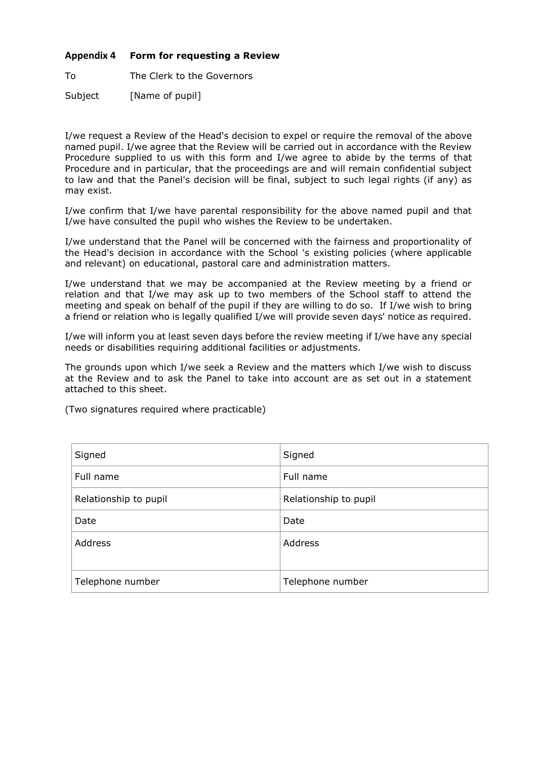## Appendix 4 Form for requesting a Review

To The Clerk to the Governors

Subject [Name of pupil]

I/we request a Review of the Head's decision to expel or require the removal of the above named pupil. I/we agree that the Review will be carried out in accordance with the Review Procedure supplied to us with this form and I/we agree to abide by the terms of that Procedure and in particular, that the proceedings are and will remain confidential subject to law and that the Panel's decision will be final, subject to such legal rights (if any) as may exist.

I/we confirm that I/we have parental responsibility for the above named pupil and that I/we have consulted the pupil who wishes the Review to be undertaken.

I/we understand that the Panel will be concerned with the fairness and proportionality of the Head's decision in accordance with the School 's existing policies (where applicable and relevant) on educational, pastoral care and administration matters.

I/we understand that we may be accompanied at the Review meeting by a friend or relation and that I/we may ask up to two members of the School staff to attend the meeting and speak on behalf of the pupil if they are willing to do so. If I/we wish to bring a friend or relation who is legally qualified I/we will provide seven days' notice as required.

I/we will inform you at least seven days before the review meeting if I/we have any special needs or disabilities requiring additional facilities or adjustments.

The grounds upon which I/we seek a Review and the matters which I/we wish to discuss at the Review and to ask the Panel to take into account are as set out in a statement attached to this sheet.

(Two signatures required where practicable)

| | |
|---|---|
| Signed | Signed |
| Full name | Full name |
| Relationship to pupil | Relationship to pupil |
| Date | Date |
| Address | Address |
| Telephone number | Telephone number |